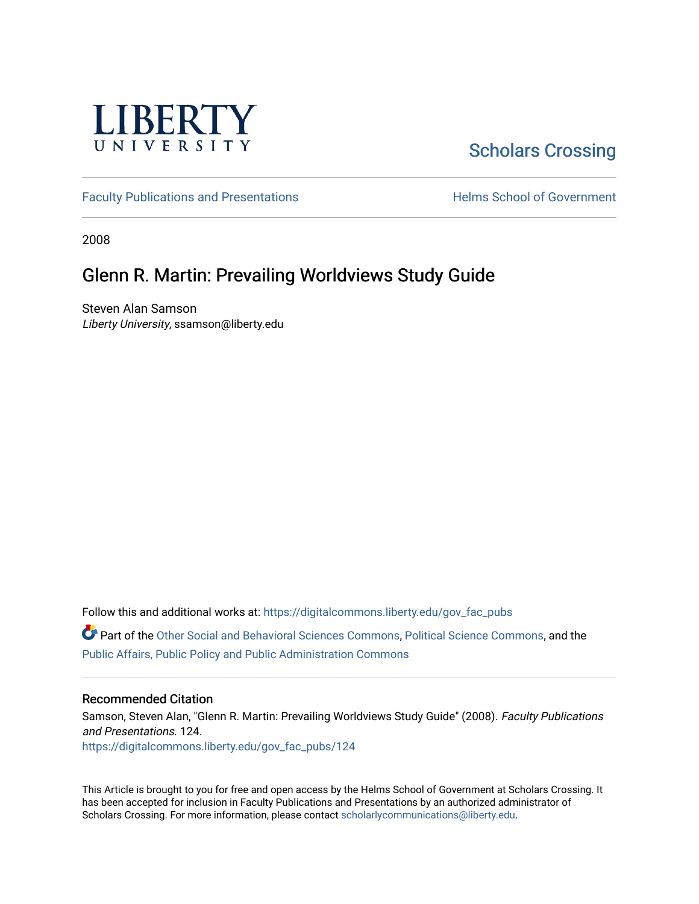LIBERTY UNIVERSITY

Scholars Crossing

Faculty Publications and Presentations

Helms School of Government

2008

# Glenn R. Martin: Prevailing Worldviews Study Guide

Steven Alan Samson
*Liberty University*, ssamson@liberty.edu

Follow this and additional works at: https://digitalcommons.liberty.edu/gov_fac_pubs

Part of the Other Social and Behavioral Sciences Commons, Political Science Commons, and the Public Affairs, Public Policy and Public Administration Commons

## Recommended Citation

Samson, Steven Alan, "Glenn R. Martin: Prevailing Worldviews Study Guide" (2008). *Faculty Publications and Presentations*. 124.
https://digitalcommons.liberty.edu/gov_fac_pubs/124

This Article is brought to you for free and open access by the Helms School of Government at Scholars Crossing. It has been accepted for inclusion in Faculty Publications and Presentations by an authorized administrator of Scholars Crossing. For more information, please contact scholarlycommunications@liberty.edu.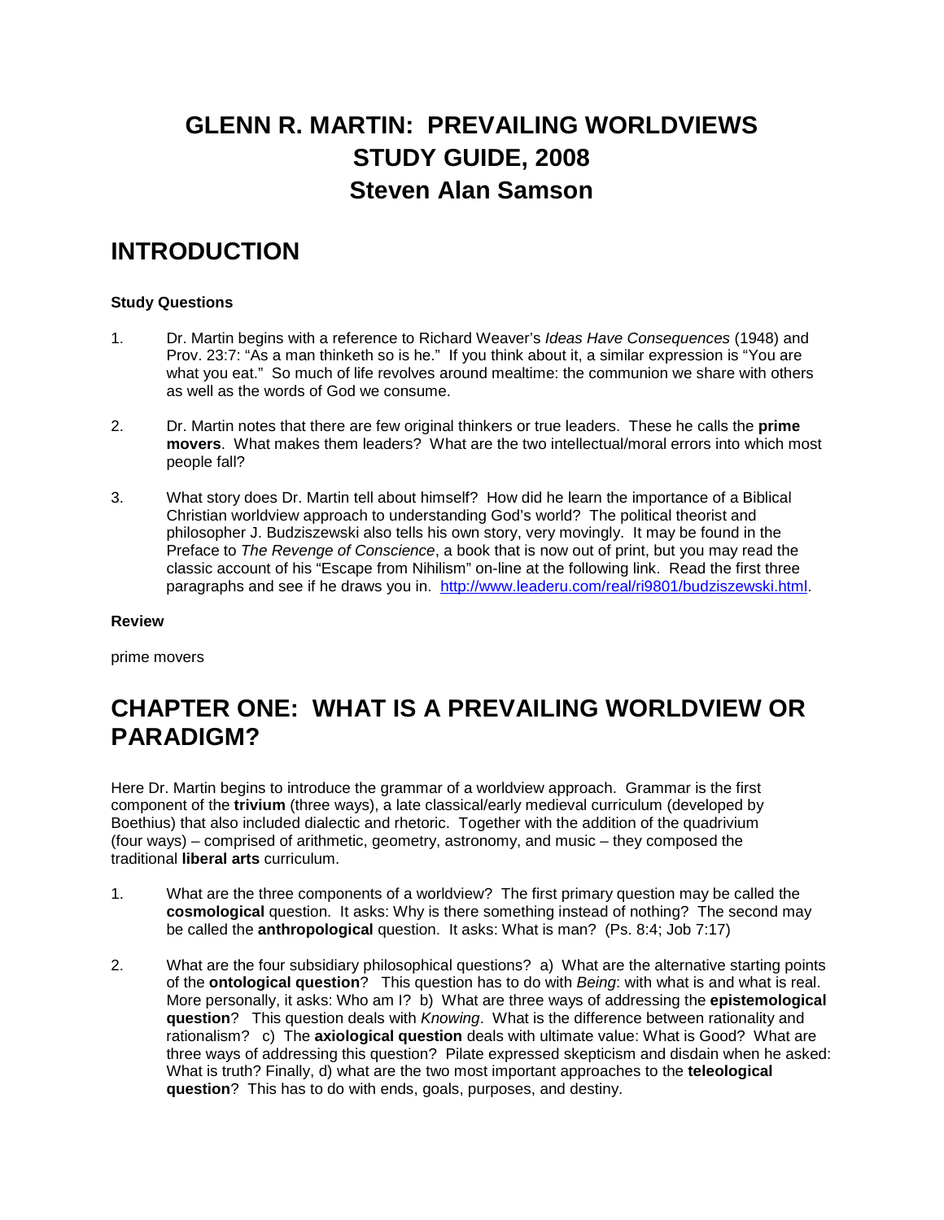# GLENN R. MARTIN: PREVAILING WORLDVIEWS STUDY GUIDE, 2008
# Steven Alan Samson

## INTRODUCTION

**Study Questions**

1. Dr. Martin begins with a reference to Richard Weaver's *Ideas Have Consequences* (1948) and Prov. 23:7: "As a man thinketh so is he." If you think about it, a similar expression is "You are what you eat." So much of life revolves around mealtime: the communion we share with others as well as the words of God we consume.

2. Dr. Martin notes that there are few original thinkers or true leaders. These he calls the **prime movers**. What makes them leaders? What are the two intellectual/moral errors into which most people fall?

3. What story does Dr. Martin tell about himself? How did he learn the importance of a Biblical Christian worldview approach to understanding God's world? The political theorist and philosopher J. Budziszewski also tells his own story, very movingly. It may be found in the Preface to *The Revenge of Conscience*, a book that is now out of print, but you may read the classic account of his "Escape from Nihilism" on-line at the following link. Read the first three paragraphs and see if he draws you in. http://www.leaderu.com/real/ri9801/budziszewski.html.

**Review**

prime movers

## CHAPTER ONE: WHAT IS A PREVAILING WORLDVIEW OR PARADIGM?

Here Dr. Martin begins to introduce the grammar of a worldview approach. Grammar is the first component of the **trivium** (three ways), a late classical/early medieval curriculum (developed by Boethius) that also included dialectic and rhetoric. Together with the addition of the quadrivium (four ways) – comprised of arithmetic, geometry, astronomy, and music – they composed the traditional **liberal arts** curriculum.

1. What are the three components of a worldview? The first primary question may be called the **cosmological** question. It asks: Why is there something instead of nothing? The second may be called the **anthropological** question. It asks: What is man? (Ps. 8:4; Job 7:17)

2. What are the four subsidiary philosophical questions? a) What are the alternative starting points of the **ontological question**? This question has to do with *Being*: with what is and what is real. More personally, it asks: Who am I? b) What are three ways of addressing the **epistemological question**? This question deals with *Knowing*. What is the difference between rationality and rationalism? c) The **axiological question** deals with ultimate value: What is Good? What are three ways of addressing this question? Pilate expressed skepticism and disdain when he asked: What is truth? Finally, d) what are the two most important approaches to the **teleological question**? This has to do with ends, goals, purposes, and destiny.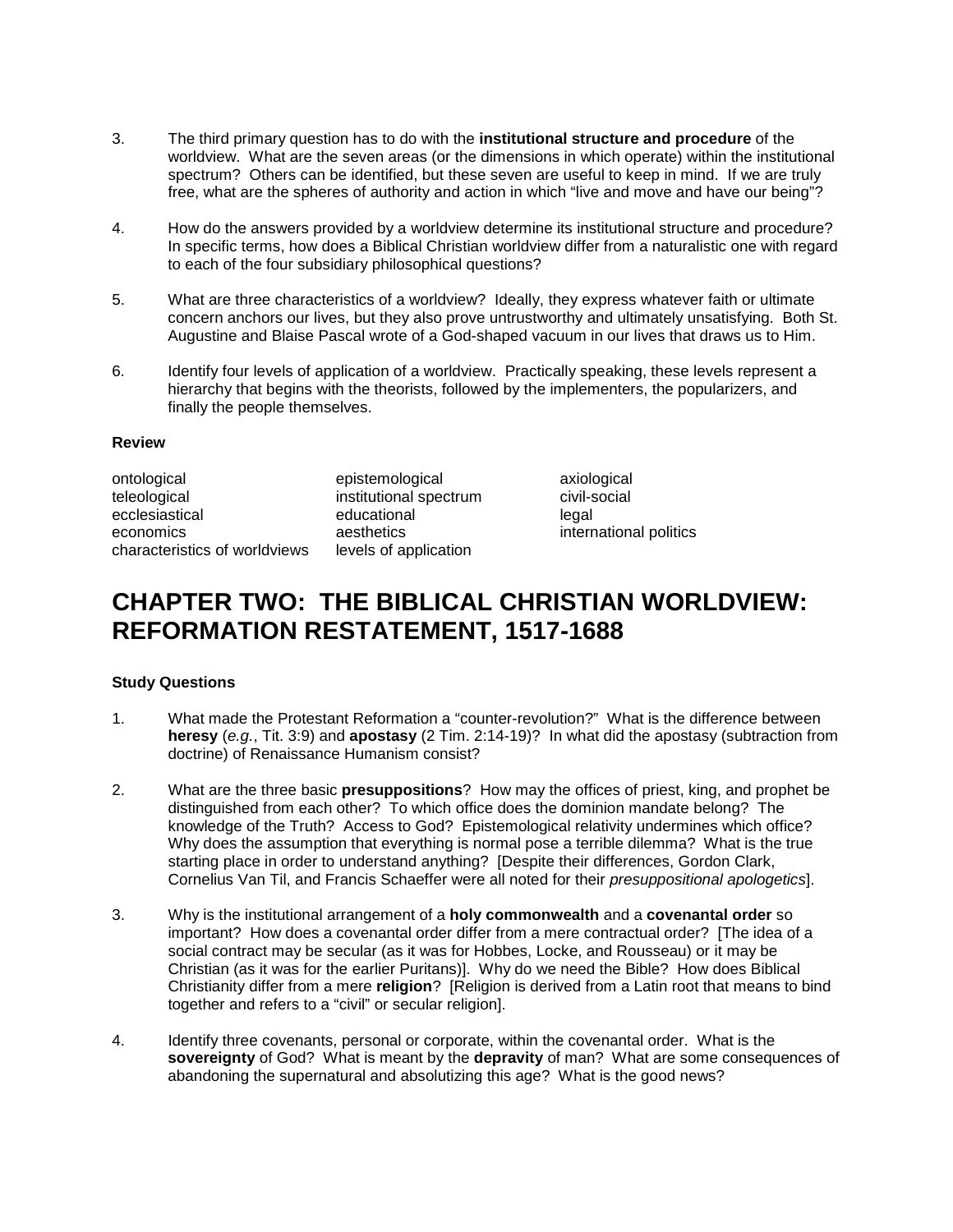3. The third primary question has to do with the **institutional structure and procedure** of the worldview. What are the seven areas (or the dimensions in which operate) within the institutional spectrum? Others can be identified, but these seven are useful to keep in mind. If we are truly free, what are the spheres of authority and action in which "live and move and have our being"?

4. How do the answers provided by a worldview determine its institutional structure and procedure? In specific terms, how does a Biblical Christian worldview differ from a naturalistic one with regard to each of the four subsidiary philosophical questions?

5. What are three characteristics of a worldview? Ideally, they express whatever faith or ultimate concern anchors our lives, but they also prove untrustworthy and ultimately unsatisfying. Both St. Augustine and Blaise Pascal wrote of a God-shaped vacuum in our lives that draws us to Him.

6. Identify four levels of application of a worldview. Practically speaking, these levels represent a hierarchy that begins with the theorists, followed by the implementers, the popularizers, and finally the people themselves.

**Review**

| | | |
|---|---|---|
| ontological | epistemological | axiological |
| teleological | institutional spectrum | civil-social |
| ecclesiastical | educational | legal |
| economics | aesthetics | international politics |
| characteristics of worldviews | levels of application | |

# CHAPTER TWO: THE BIBLICAL CHRISTIAN WORLDVIEW: REFORMATION RESTATEMENT, 1517-1688

**Study Questions**

1. What made the Protestant Reformation a "counter-revolution?" What is the difference between **heresy** (*e.g.*, Tit. 3:9) and **apostasy** (2 Tim. 2:14-19)? In what did the apostasy (subtraction from doctrine) of Renaissance Humanism consist?

2. What are the three basic **presuppositions**? How may the offices of priest, king, and prophet be distinguished from each other? To which office does the dominion mandate belong? The knowledge of the Truth? Access to God? Epistemological relativity undermines which office? Why does the assumption that everything is normal pose a terrible dilemma? What is the true starting place in order to understand anything? [Despite their differences, Gordon Clark, Cornelius Van Til, and Francis Schaeffer were all noted for their *presuppositional apologetics*].

3. Why is the institutional arrangement of a **holy commonwealth** and a **covenantal order** so important? How does a covenantal order differ from a mere contractual order? [The idea of a social contract may be secular (as it was for Hobbes, Locke, and Rousseau) or it may be Christian (as it was for the earlier Puritans)]. Why do we need the Bible? How does Biblical Christianity differ from a mere **religion**? [Religion is derived from a Latin root that means to bind together and refers to a "civil" or secular religion].

4. Identify three covenants, personal or corporate, within the covenantal order. What is the **sovereignty** of God? What is meant by the **depravity** of man? What are some consequences of abandoning the supernatural and absolutizing this age? What is the good news?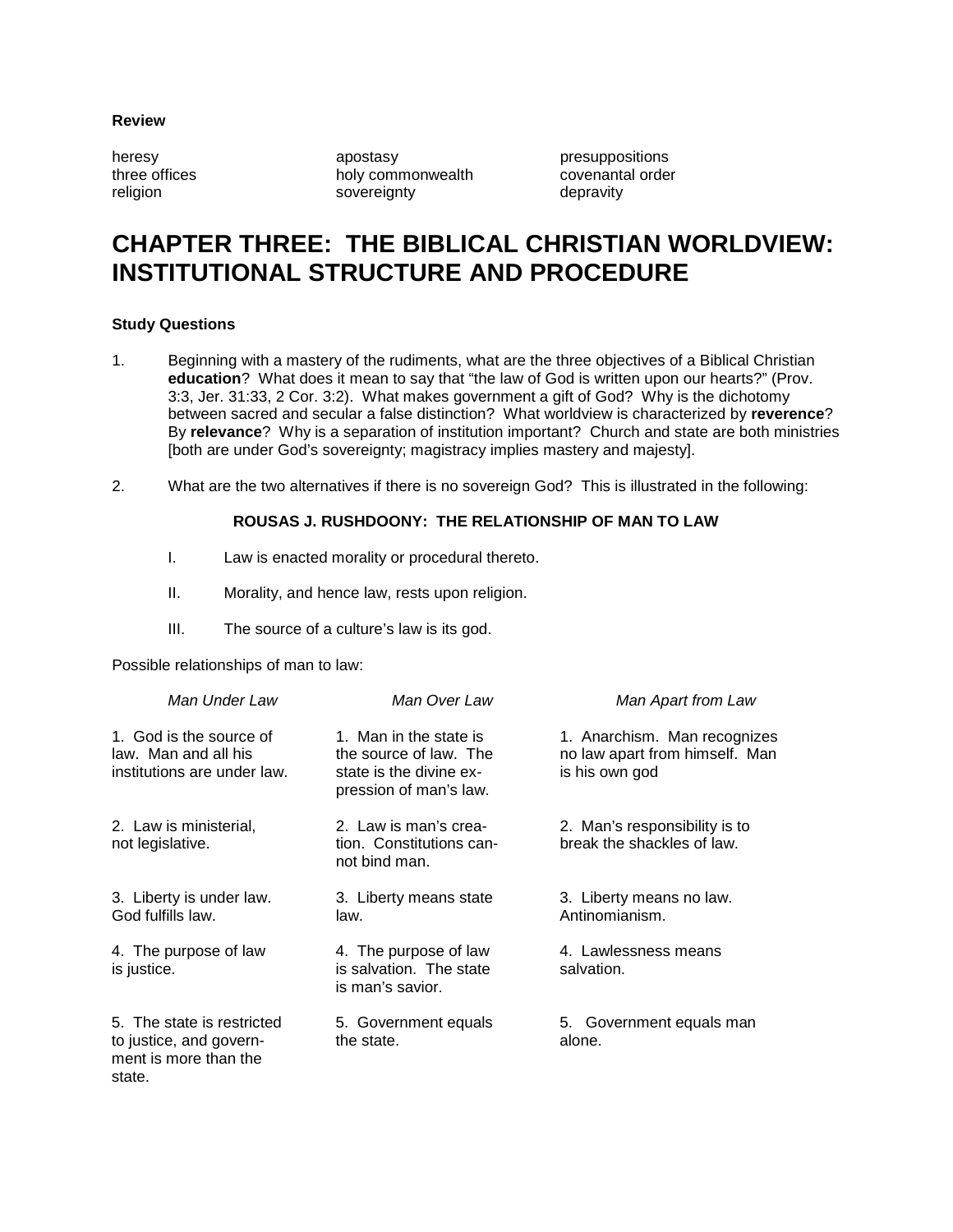**Review**

| | | |
|---|---|---|
| heresy | apostasy | presuppositions |
| three offices | holy commonwealth | covenantal order |
| religion | sovereignty | depravity |

# CHAPTER THREE: THE BIBLICAL CHRISTIAN WORLDVIEW: INSTITUTIONAL STRUCTURE AND PROCEDURE

**Study Questions**

1. Beginning with a mastery of the rudiments, what are the three objectives of a Biblical Christian **education**? What does it mean to say that "the law of God is written upon our hearts?" (Prov. 3:3, Jer. 31:33, 2 Cor. 3:2). What makes government a gift of God? Why is the dichotomy between sacred and secular a false distinction? What worldview is characterized by **reverence**? By **relevance**? Why is a separation of institution important? Church and state are both ministries [both are under God's sovereignty; magistracy implies mastery and majesty].

2. What are the two alternatives if there is no sovereign God? This is illustrated in the following:

**ROUSAS J. RUSHDOONY: THE RELATIONSHIP OF MAN TO LAW**

I. Law is enacted morality or procedural thereto.

II. Morality, and hence law, rests upon religion.

III. The source of a culture's law is its god.

Possible relationships of man to law:

| *Man Under Law* | *Man Over Law* | *Man Apart from Law* |
|---|---|---|
| 1. God is the source of law. Man and all his institutions are under law. | 1. Man in the state is the source of law. The state is the divine expression of man's law. | 1. Anarchism. Man recognizes no law apart from himself. Man is his own god |
| 2. Law is ministerial, not legislative. | 2. Law is man's creation. Constitutions cannot bind man. | 2. Man's responsibility is to break the shackles of law. |
| 3. Liberty is under law. God fulfills law. | 3. Liberty means state law. | 3. Liberty means no law. Antinomianism. |
| 4. The purpose of law is justice. | 4. The purpose of law is salvation. The state is man's savior. | 4. Lawlessness means salvation. |
| 5. The state is restricted to justice, and government is more than the state. | 5. Government equals the state. | 5. Government equals man alone. |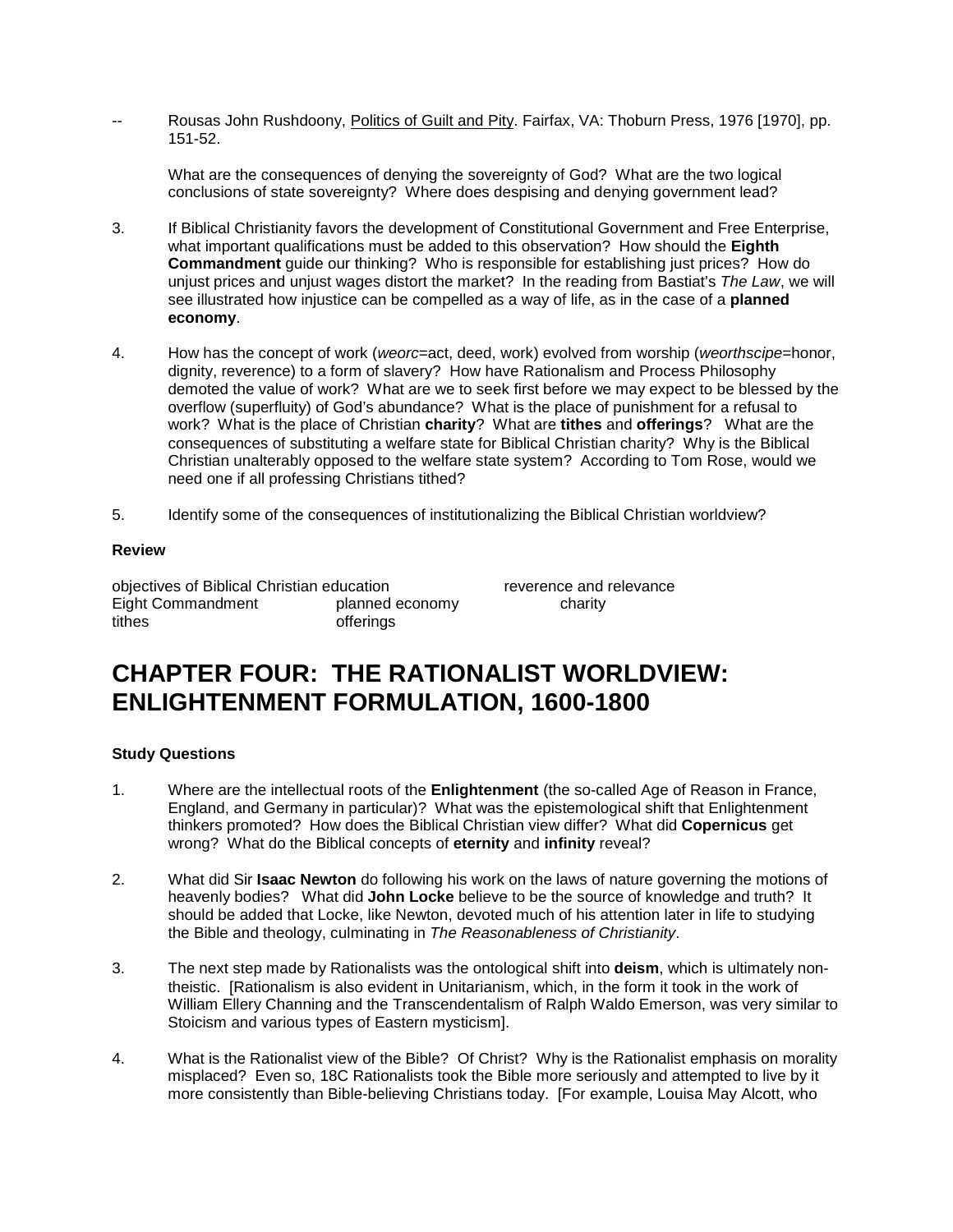-- Rousas John Rushdoony, Politics of Guilt and Pity. Fairfax, VA: Thoburn Press, 1976 [1970], pp. 151-52.

What are the consequences of denying the sovereignty of God? What are the two logical conclusions of state sovereignty? Where does despising and denying government lead?

3. If Biblical Christianity favors the development of Constitutional Government and Free Enterprise, what important qualifications must be added to this observation? How should the **Eighth Commandment** guide our thinking? Who is responsible for establishing just prices? How do unjust prices and unjust wages distort the market? In the reading from Bastiat's *The Law*, we will see illustrated how injustice can be compelled as a way of life, as in the case of a **planned economy**.

4. How has the concept of work (*weorc*=act, deed, work) evolved from worship (*weorthscipe*=honor, dignity, reverence) to a form of slavery? How have Rationalism and Process Philosophy demoted the value of work? What are we to seek first before we may expect to be blessed by the overflow (superfluity) of God's abundance? What is the place of punishment for a refusal to work? What is the place of Christian **charity**? What are **tithes** and **offerings**? What are the consequences of substituting a welfare state for Biblical Christian charity? Why is the Biblical Christian unalterably opposed to the welfare state system? According to Tom Rose, would we need one if all professing Christians tithed?

5. Identify some of the consequences of institutionalizing the Biblical Christian worldview?

**Review**

objectives of Biblical Christian education — reverence and relevance
Eight Commandment — planned economy — charity
tithes — offerings

# CHAPTER FOUR: THE RATIONALIST WORLDVIEW: ENLIGHTENMENT FORMULATION, 1600-1800

**Study Questions**

1. Where are the intellectual roots of the **Enlightenment** (the so-called Age of Reason in France, England, and Germany in particular)? What was the epistemological shift that Enlightenment thinkers promoted? How does the Biblical Christian view differ? What did **Copernicus** get wrong? What do the Biblical concepts of **eternity** and **infinity** reveal?

2. What did Sir **Isaac Newton** do following his work on the laws of nature governing the motions of heavenly bodies? What did **John Locke** believe to be the source of knowledge and truth? It should be added that Locke, like Newton, devoted much of his attention later in life to studying the Bible and theology, culminating in *The Reasonableness of Christianity*.

3. The next step made by Rationalists was the ontological shift into **deism**, which is ultimately non-theistic. [Rationalism is also evident in Unitarianism, which, in the form it took in the work of William Ellery Channing and the Transcendentalism of Ralph Waldo Emerson, was very similar to Stoicism and various types of Eastern mysticism].

4. What is the Rationalist view of the Bible? Of Christ? Why is the Rationalist emphasis on morality misplaced? Even so, 18C Rationalists took the Bible more seriously and attempted to live by it more consistently than Bible-believing Christians today. [For example, Louisa May Alcott, who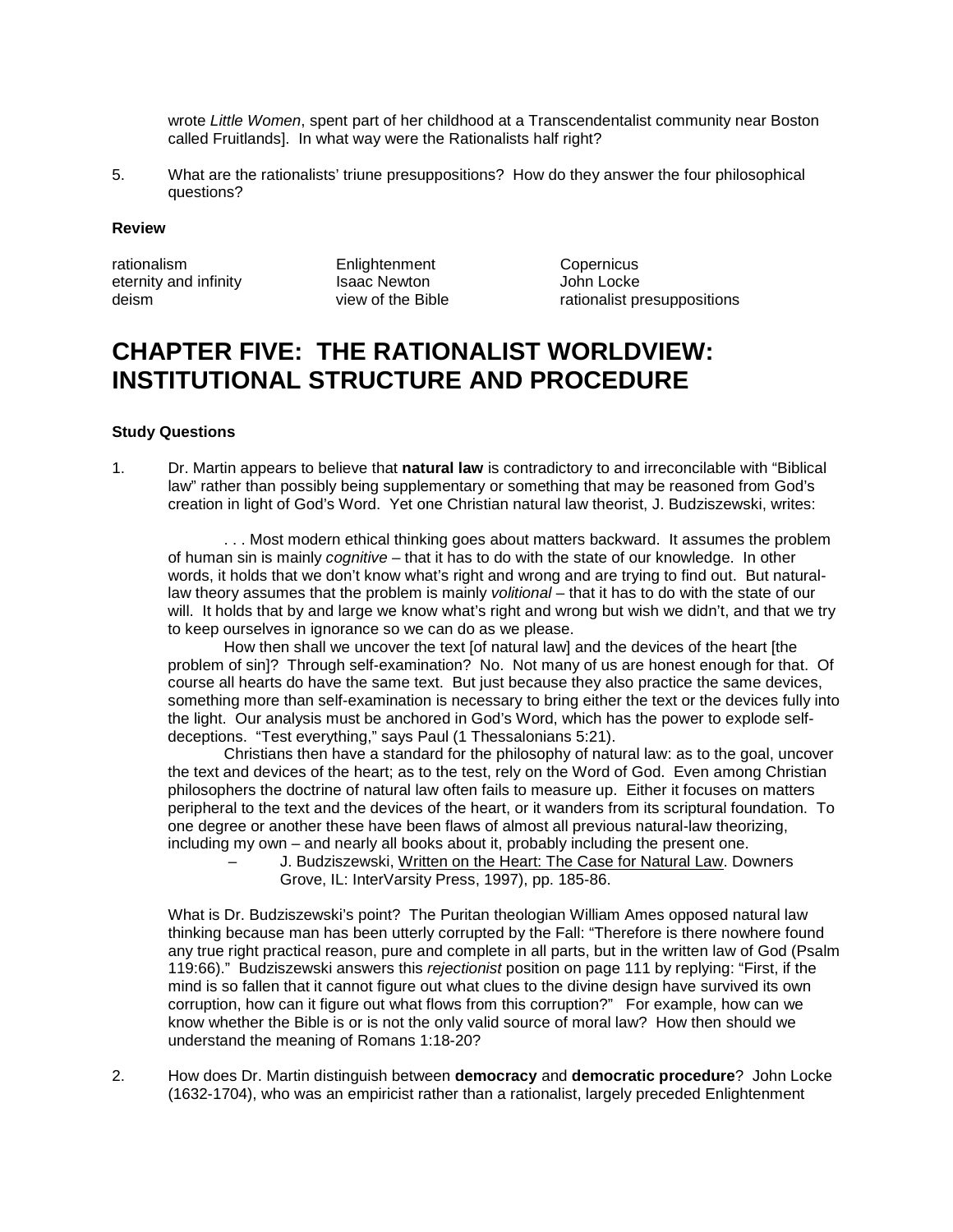wrote *Little Women*, spent part of her childhood at a Transcendentalist community near Boston called Fruitlands]. In what way were the Rationalists half right?

5. What are the rationalists' triune presuppositions? How do they answer the four philosophical questions?

**Review**

| | | |
|---|---|---|
| rationalism | Enlightenment | Copernicus |
| eternity and infinity | Isaac Newton | John Locke |
| deism | view of the Bible | rationalist presuppositions |

# CHAPTER FIVE: THE RATIONALIST WORLDVIEW: INSTITUTIONAL STRUCTURE AND PROCEDURE

**Study Questions**

1. Dr. Martin appears to believe that **natural law** is contradictory to and irreconcilable with "Biblical law" rather than possibly being supplementary or something that may be reasoned from God's creation in light of God's Word. Yet one Christian natural law theorist, J. Budziszewski, writes:

   > . . . Most modern ethical thinking goes about matters backward. It assumes the problem of human sin is mainly *cognitive* – that it has to do with the state of our knowledge. In other words, it holds that we don't know what's right and wrong and are trying to find out. But natural-law theory assumes that the problem is mainly *volitional* – that it has to do with the state of our will. It holds that by and large we know what's right and wrong but wish we didn't, and that we try to keep ourselves in ignorance so we can do as we please.
   >
   > How then shall we uncover the text [of natural law] and the devices of the heart [the problem of sin]? Through self-examination? No. Not many of us are honest enough for that. Of course all hearts do have the same text. But just because they also practice the same devices, something more than self-examination is necessary to bring either the text or the devices fully into the light. Our analysis must be anchored in God's Word, which has the power to explode self-deceptions. "Test everything," says Paul (1 Thessalonians 5:21).
   >
   > Christians then have a standard for the philosophy of natural law: as to the goal, uncover the text and devices of the heart; as to the test, rely on the Word of God. Even among Christian philosophers the doctrine of natural law often fails to measure up. Either it focuses on matters peripheral to the text and the devices of the heart, or it wanders from its scriptural foundation. To one degree or another these have been flaws of almost all previous natural-law theorizing, including my own – and nearly all books about it, probably including the present one.
   >
   > – J. Budziszewski, Written on the Heart: The Case for Natural Law. Downers Grove, IL: InterVarsity Press, 1997), pp. 185-86.

   What is Dr. Budziszewski's point? The Puritan theologian William Ames opposed natural law thinking because man has been utterly corrupted by the Fall: "Therefore is there nowhere found any true right practical reason, pure and complete in all parts, but in the written law of God (Psalm 119:66)." Budziszewski answers this *rejectionist* position on page 111 by replying: "First, if the mind is so fallen that it cannot figure out what clues to the divine design have survived its own corruption, how can it figure out what flows from this corruption?" For example, how can we know whether the Bible is or is not the only valid source of moral law? How then should we understand the meaning of Romans 1:18-20?

2. How does Dr. Martin distinguish between **democracy** and **democratic procedure**? John Locke (1632-1704), who was an empiricist rather than a rationalist, largely preceded Enlightenment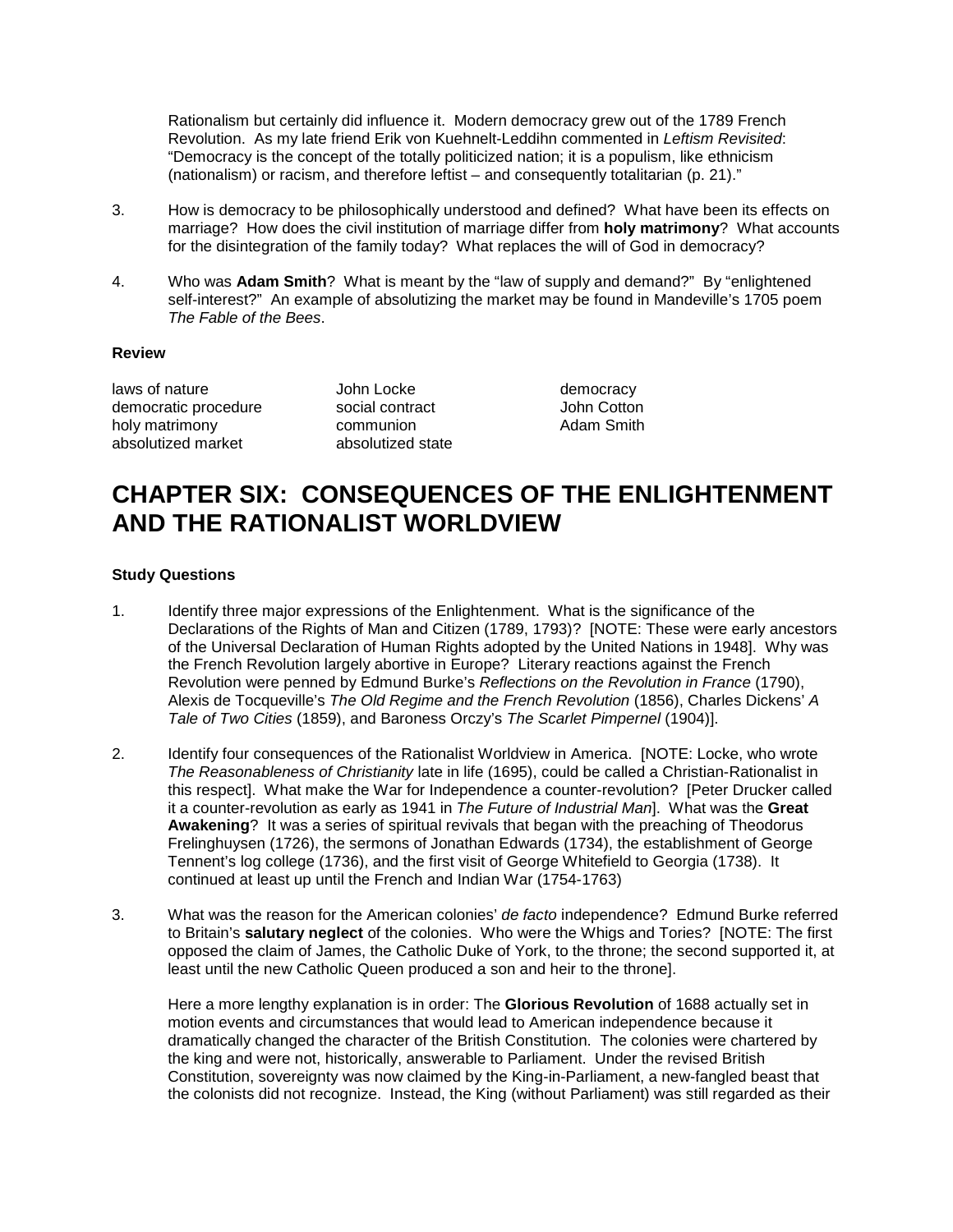Rationalism but certainly did influence it. Modern democracy grew out of the 1789 French Revolution. As my late friend Erik von Kuehnelt-Leddihn commented in *Leftism Revisited*: "Democracy is the concept of the totally politicized nation; it is a populism, like ethnicism (nationalism) or racism, and therefore leftist – and consequently totalitarian (p. 21)."

3. How is democracy to be philosophically understood and defined? What have been its effects on marriage? How does the civil institution of marriage differ from **holy matrimony**? What accounts for the disintegration of the family today? What replaces the will of God in democracy?

4. Who was **Adam Smith**? What is meant by the "law of supply and demand?" By "enlightened self-interest?" An example of absolutizing the market may be found in Mandeville's 1705 poem *The Fable of the Bees*.

**Review**

| | | |
|---|---|---|
| laws of nature | John Locke | democracy |
| democratic procedure | social contract | John Cotton |
| holy matrimony | communion | Adam Smith |
| absolutized market | absolutized state | |

# CHAPTER SIX: CONSEQUENCES OF THE ENLIGHTENMENT AND THE RATIONALIST WORLDVIEW

**Study Questions**

1. Identify three major expressions of the Enlightenment. What is the significance of the Declarations of the Rights of Man and Citizen (1789, 1793)? [NOTE: These were early ancestors of the Universal Declaration of Human Rights adopted by the United Nations in 1948]. Why was the French Revolution largely abortive in Europe? Literary reactions against the French Revolution were penned by Edmund Burke's *Reflections on the Revolution in France* (1790), Alexis de Tocqueville's *The Old Regime and the French Revolution* (1856), Charles Dickens' *A Tale of Two Cities* (1859), and Baroness Orczy's *The Scarlet Pimpernel* (1904)].

2. Identify four consequences of the Rationalist Worldview in America. [NOTE: Locke, who wrote *The Reasonableness of Christianity* late in life (1695), could be called a Christian-Rationalist in this respect]. What make the War for Independence a counter-revolution? [Peter Drucker called it a counter-revolution as early as 1941 in *The Future of Industrial Man*]. What was the **Great Awakening**? It was a series of spiritual revivals that began with the preaching of Theodorus Frelinghuysen (1726), the sermons of Jonathan Edwards (1734), the establishment of George Tennent's log college (1736), and the first visit of George Whitefield to Georgia (1738). It continued at least up until the French and Indian War (1754-1763)

3. What was the reason for the American colonies' *de facto* independence? Edmund Burke referred to Britain's **salutary neglect** of the colonies. Who were the Whigs and Tories? [NOTE: The first opposed the claim of James, the Catholic Duke of York, to the throne; the second supported it, at least until the new Catholic Queen produced a son and heir to the throne].

   Here a more lengthy explanation is in order: The **Glorious Revolution** of 1688 actually set in motion events and circumstances that would lead to American independence because it dramatically changed the character of the British Constitution. The colonies were chartered by the king and were not, historically, answerable to Parliament. Under the revised British Constitution, sovereignty was now claimed by the King-in-Parliament, a new-fangled beast that the colonists did not recognize. Instead, the King (without Parliament) was still regarded as their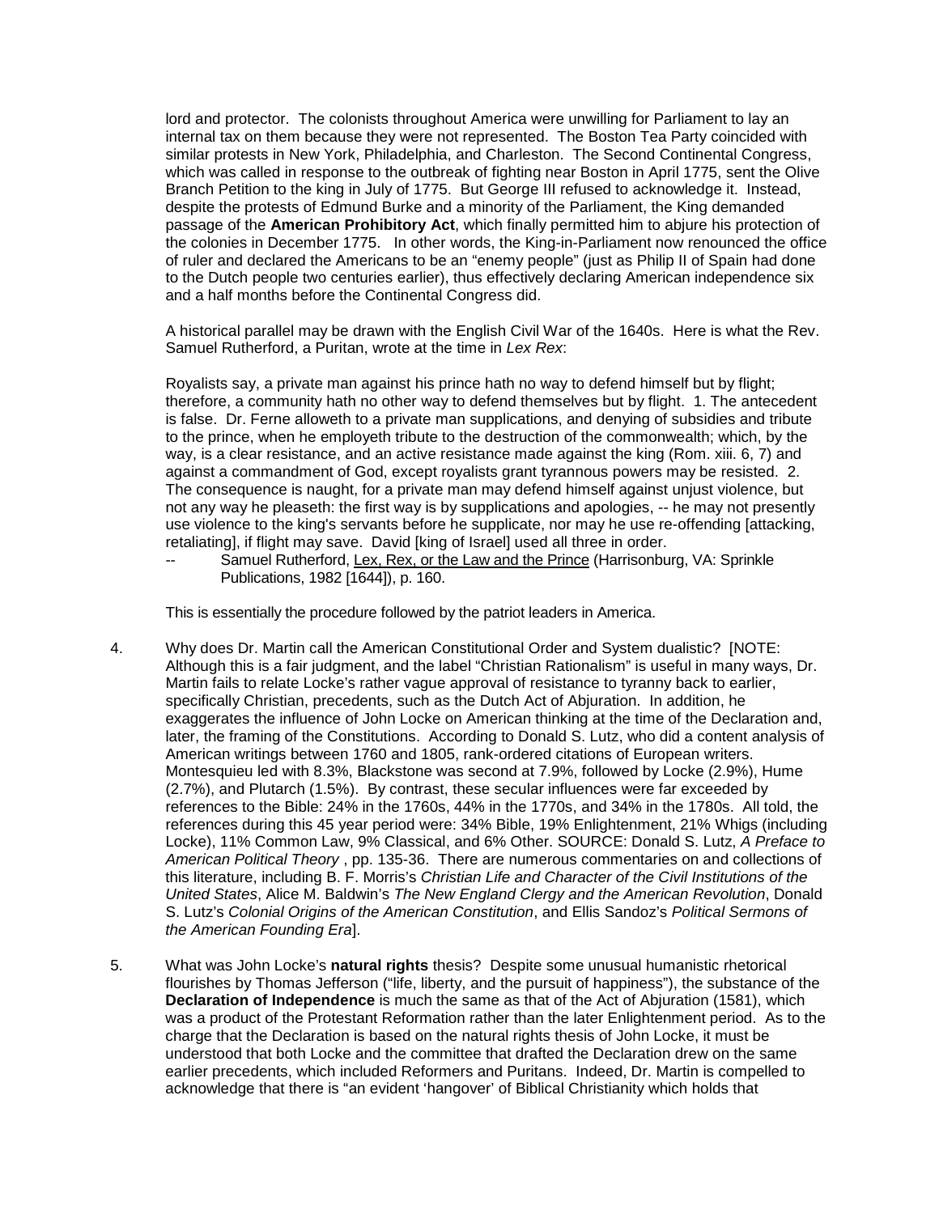lord and protector. The colonists throughout America were unwilling for Parliament to lay an internal tax on them because they were not represented. The Boston Tea Party coincided with similar protests in New York, Philadelphia, and Charleston. The Second Continental Congress, which was called in response to the outbreak of fighting near Boston in April 1775, sent the Olive Branch Petition to the king in July of 1775. But George III refused to acknowledge it. Instead, despite the protests of Edmund Burke and a minority of the Parliament, the King demanded passage of the **American Prohibitory Act**, which finally permitted him to abjure his protection of the colonies in December 1775. In other words, the King-in-Parliament now renounced the office of ruler and declared the Americans to be an "enemy people" (just as Philip II of Spain had done to the Dutch people two centuries earlier), thus effectively declaring American independence six and a half months before the Continental Congress did.

A historical parallel may be drawn with the English Civil War of the 1640s. Here is what the Rev. Samuel Rutherford, a Puritan, wrote at the time in *Lex Rex*:

Royalists say, a private man against his prince hath no way to defend himself but by flight; therefore, a community hath no other way to defend themselves but by flight. 1. The antecedent is false. Dr. Ferne alloweth to a private man supplications, and denying of subsidies and tribute to the prince, when he employeth tribute to the destruction of the commonwealth; which, by the way, is a clear resistance, and an active resistance made against the king (Rom. xiii. 6, 7) and against a commandment of God, except royalists grant tyrannous powers may be resisted. 2. The consequence is naught, for a private man may defend himself against unjust violence, but not any way he pleaseth: the first way is by supplications and apologies, -- he may not presently use violence to the king's servants before he supplicate, nor may he use re-offending [attacking, retaliating], if flight may save. David [king of Israel] used all three in order.

-- Samuel Rutherford, Lex, Rex, or the Law and the Prince (Harrisonburg, VA: Sprinkle Publications, 1982 [1644]), p. 160.

This is essentially the procedure followed by the patriot leaders in America.

4. Why does Dr. Martin call the American Constitutional Order and System dualistic? [NOTE: Although this is a fair judgment, and the label "Christian Rationalism" is useful in many ways, Dr. Martin fails to relate Locke's rather vague approval of resistance to tyranny back to earlier, specifically Christian, precedents, such as the Dutch Act of Abjuration. In addition, he exaggerates the influence of John Locke on American thinking at the time of the Declaration and, later, the framing of the Constitutions. According to Donald S. Lutz, who did a content analysis of American writings between 1760 and 1805, rank-ordered citations of European writers. Montesquieu led with 8.3%, Blackstone was second at 7.9%, followed by Locke (2.9%), Hume (2.7%), and Plutarch (1.5%). By contrast, these secular influences were far exceeded by references to the Bible: 24% in the 1760s, 44% in the 1770s, and 34% in the 1780s. All told, the references during this 45 year period were: 34% Bible, 19% Enlightenment, 21% Whigs (including Locke), 11% Common Law, 9% Classical, and 6% Other. SOURCE: Donald S. Lutz, *A Preface to American Political Theory* , pp. 135-36. There are numerous commentaries on and collections of this literature, including B. F. Morris's *Christian Life and Character of the Civil Institutions of the United States*, Alice M. Baldwin's *The New England Clergy and the American Revolution*, Donald S. Lutz's *Colonial Origins of the American Constitution*, and Ellis Sandoz's *Political Sermons of the American Founding Era*].

5. What was John Locke's **natural rights** thesis? Despite some unusual humanistic rhetorical flourishes by Thomas Jefferson ("life, liberty, and the pursuit of happiness"), the substance of the **Declaration of Independence** is much the same as that of the Act of Abjuration (1581), which was a product of the Protestant Reformation rather than the later Enlightenment period. As to the charge that the Declaration is based on the natural rights thesis of John Locke, it must be understood that both Locke and the committee that drafted the Declaration drew on the same earlier precedents, which included Reformers and Puritans. Indeed, Dr. Martin is compelled to acknowledge that there is "an evident 'hangover' of Biblical Christianity which holds that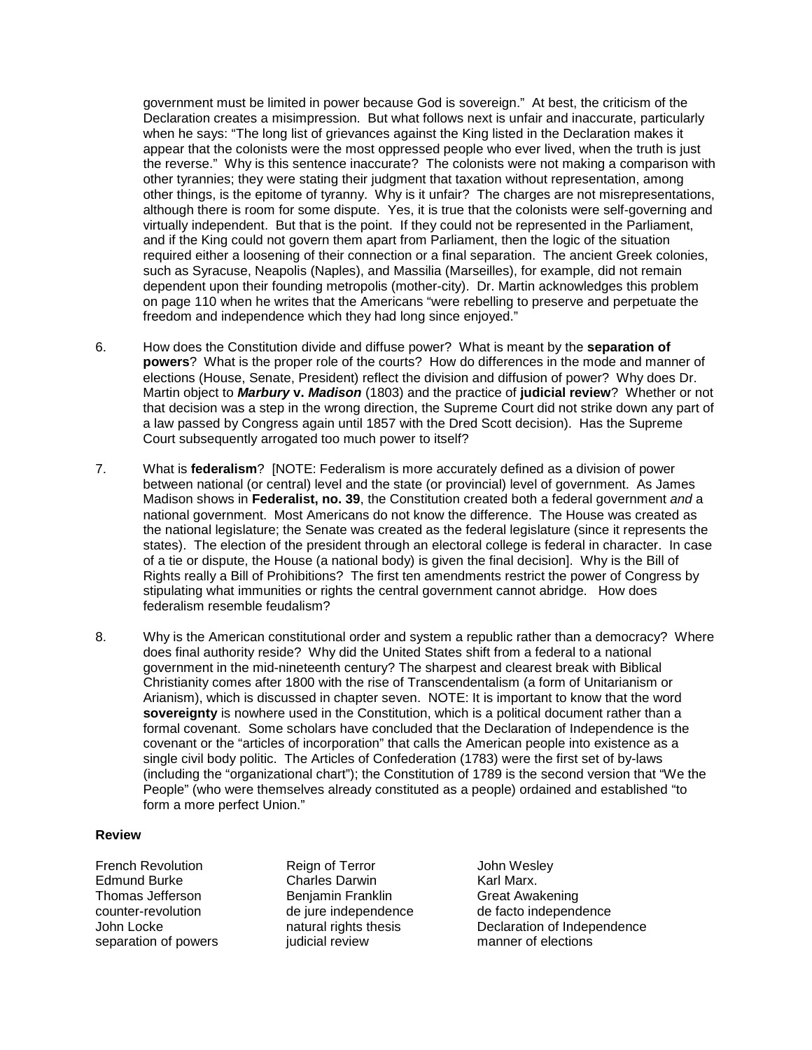government must be limited in power because God is sovereign." At best, the criticism of the Declaration creates a misimpression. But what follows next is unfair and inaccurate, particularly when he says: "The long list of grievances against the King listed in the Declaration makes it appear that the colonists were the most oppressed people who ever lived, when the truth is just the reverse." Why is this sentence inaccurate? The colonists were not making a comparison with other tyrannies; they were stating their judgment that taxation without representation, among other things, is the epitome of tyranny. Why is it unfair? The charges are not misrepresentations, although there is room for some dispute. Yes, it is true that the colonists were self-governing and virtually independent. But that is the point. If they could not be represented in the Parliament, and if the King could not govern them apart from Parliament, then the logic of the situation required either a loosening of their connection or a final separation. The ancient Greek colonies, such as Syracuse, Neapolis (Naples), and Massilia (Marseilles), for example, did not remain dependent upon their founding metropolis (mother-city). Dr. Martin acknowledges this problem on page 110 when he writes that the Americans "were rebelling to preserve and perpetuate the freedom and independence which they had long since enjoyed."

6. How does the Constitution divide and diffuse power? What is meant by the **separation of powers**? What is the proper role of the courts? How do differences in the mode and manner of elections (House, Senate, President) reflect the division and diffusion of power? Why does Dr. Martin object to ***Marbury* v. *Madison*** (1803) and the practice of **judicial review**? Whether or not that decision was a step in the wrong direction, the Supreme Court did not strike down any part of a law passed by Congress again until 1857 with the Dred Scott decision). Has the Supreme Court subsequently arrogated too much power to itself?

7. What is **federalism**? [NOTE: Federalism is more accurately defined as a division of power between national (or central) level and the state (or provincial) level of government. As James Madison shows in **Federalist, no. 39**, the Constitution created both a federal government *and* a national government. Most Americans do not know the difference. The House was created as the national legislature; the Senate was created as the federal legislature (since it represents the states). The election of the president through an electoral college is federal in character. In case of a tie or dispute, the House (a national body) is given the final decision]. Why is the Bill of Rights really a Bill of Prohibitions? The first ten amendments restrict the power of Congress by stipulating what immunities or rights the central government cannot abridge. How does federalism resemble feudalism?

8. Why is the American constitutional order and system a republic rather than a democracy? Where does final authority reside? Why did the United States shift from a federal to a national government in the mid-nineteenth century? The sharpest and clearest break with Biblical Christianity comes after 1800 with the rise of Transcendentalism (a form of Unitarianism or Arianism), which is discussed in chapter seven. NOTE: It is important to know that the word **sovereignty** is nowhere used in the Constitution, which is a political document rather than a formal covenant. Some scholars have concluded that the Declaration of Independence is the covenant or the "articles of incorporation" that calls the American people into existence as a single civil body politic. The Articles of Confederation (1783) were the first set of by-laws (including the "organizational chart"); the Constitution of 1789 is the second version that "We the People" (who were themselves already constituted as a people) ordained and established "to form a more perfect Union."

**Review**

| | | |
|---|---|---|
| French Revolution | Reign of Terror | John Wesley |
| Edmund Burke | Charles Darwin | Karl Marx. |
| Thomas Jefferson | Benjamin Franklin | Great Awakening |
| counter-revolution | de jure independence | de facto independence |
| John Locke | natural rights thesis | Declaration of Independence |
| separation of powers | judicial review | manner of elections |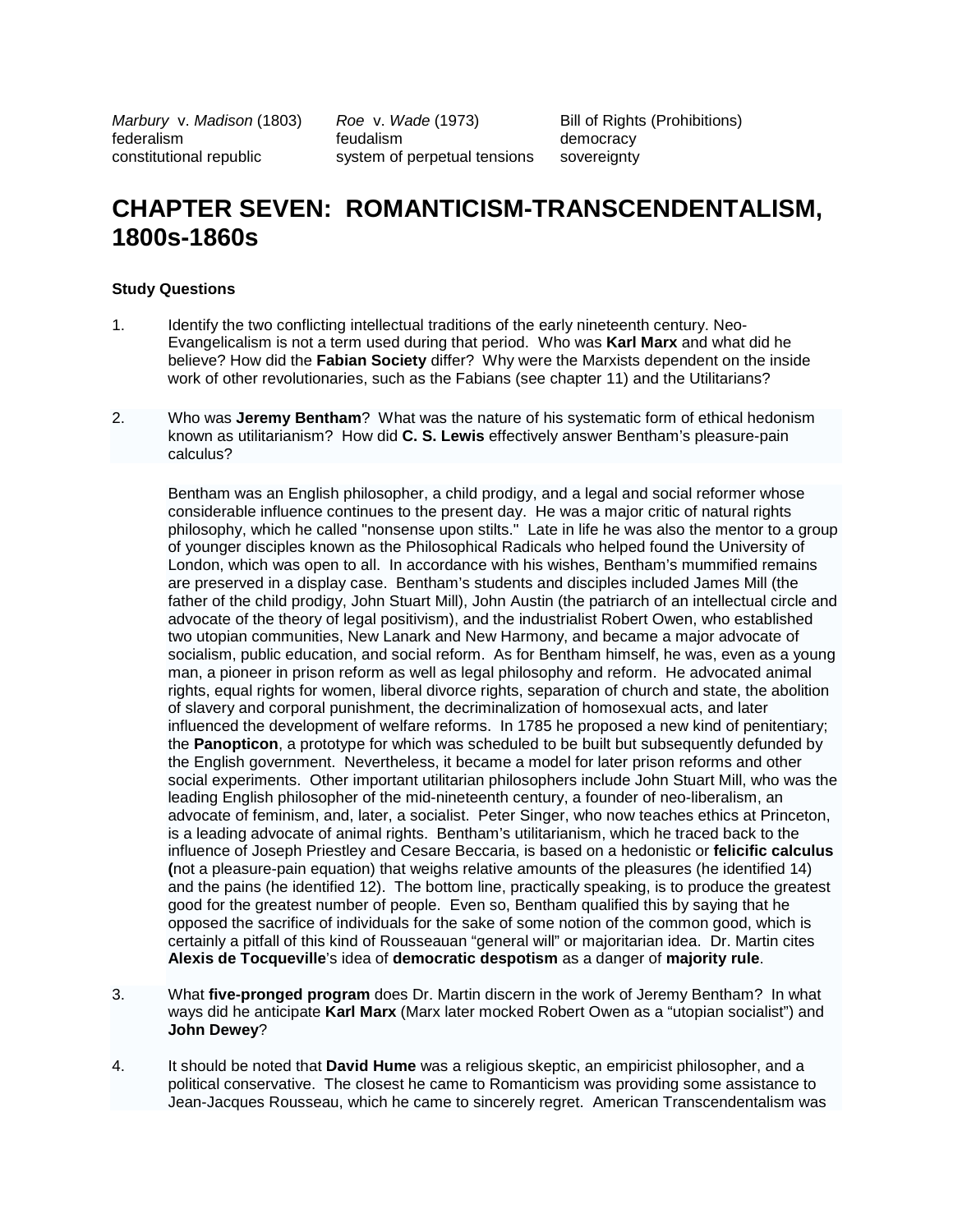| | | |
|---|---|---|
| *Marbury* v. *Madison* (1803) | *Roe* v. *Wade* (1973) | Bill of Rights (Prohibitions) |
| federalism | feudalism | democracy |
| constitutional republic | system of perpetual tensions | sovereignty |

# CHAPTER SEVEN: ROMANTICISM-TRANSCENDENTALISM, 1800s-1860s

**Study Questions**

1. Identify the two conflicting intellectual traditions of the early nineteenth century. Neo-Evangelicalism is not a term used during that period. Who was **Karl Marx** and what did he believe? How did the **Fabian Society** differ? Why were the Marxists dependent on the inside work of other revolutionaries, such as the Fabians (see chapter 11) and the Utilitarians?

2. Who was **Jeremy Bentham**? What was the nature of his systematic form of ethical hedonism known as utilitarianism? How did **C. S. Lewis** effectively answer Bentham's pleasure-pain calculus?

   Bentham was an English philosopher, a child prodigy, and a legal and social reformer whose considerable influence continues to the present day. He was a major critic of natural rights philosophy, which he called "nonsense upon stilts." Late in life he was also the mentor to a group of younger disciples known as the Philosophical Radicals who helped found the University of London, which was open to all. In accordance with his wishes, Bentham's mummified remains are preserved in a display case. Bentham's students and disciples included James Mill (the father of the child prodigy, John Stuart Mill), John Austin (the patriarch of an intellectual circle and advocate of the theory of legal positivism), and the industrialist Robert Owen, who established two utopian communities, New Lanark and New Harmony, and became a major advocate of socialism, public education, and social reform. As for Bentham himself, he was, even as a young man, a pioneer in prison reform as well as legal philosophy and reform. He advocated animal rights, equal rights for women, liberal divorce rights, separation of church and state, the abolition of slavery and corporal punishment, the decriminalization of homosexual acts, and later influenced the development of welfare reforms. In 1785 he proposed a new kind of penitentiary; the **Panopticon**, a prototype for which was scheduled to be built but subsequently defunded by the English government. Nevertheless, it became a model for later prison reforms and other social experiments. Other important utilitarian philosophers include John Stuart Mill, who was the leading English philosopher of the mid-nineteenth century, a founder of neo-liberalism, an advocate of feminism, and, later, a socialist. Peter Singer, who now teaches ethics at Princeton, is a leading advocate of animal rights. Bentham's utilitarianism, which he traced back to the influence of Joseph Priestley and Cesare Beccaria, is based on a hedonistic or **felicific calculus (**not a pleasure-pain equation) that weighs relative amounts of the pleasures (he identified 14) and the pains (he identified 12). The bottom line, practically speaking, is to produce the greatest good for the greatest number of people. Even so, Bentham qualified this by saying that he opposed the sacrifice of individuals for the sake of some notion of the common good, which is certainly a pitfall of this kind of Rousseauan "general will" or majoritarian idea. Dr. Martin cites **Alexis de Tocqueville**'s idea of **democratic despotism** as a danger of **majority rule**.

3. What **five-pronged program** does Dr. Martin discern in the work of Jeremy Bentham? In what ways did he anticipate **Karl Marx** (Marx later mocked Robert Owen as a "utopian socialist") and **John Dewey**?

4. It should be noted that **David Hume** was a religious skeptic, an empiricist philosopher, and a political conservative. The closest he came to Romanticism was providing some assistance to Jean-Jacques Rousseau, which he came to sincerely regret. American Transcendentalism was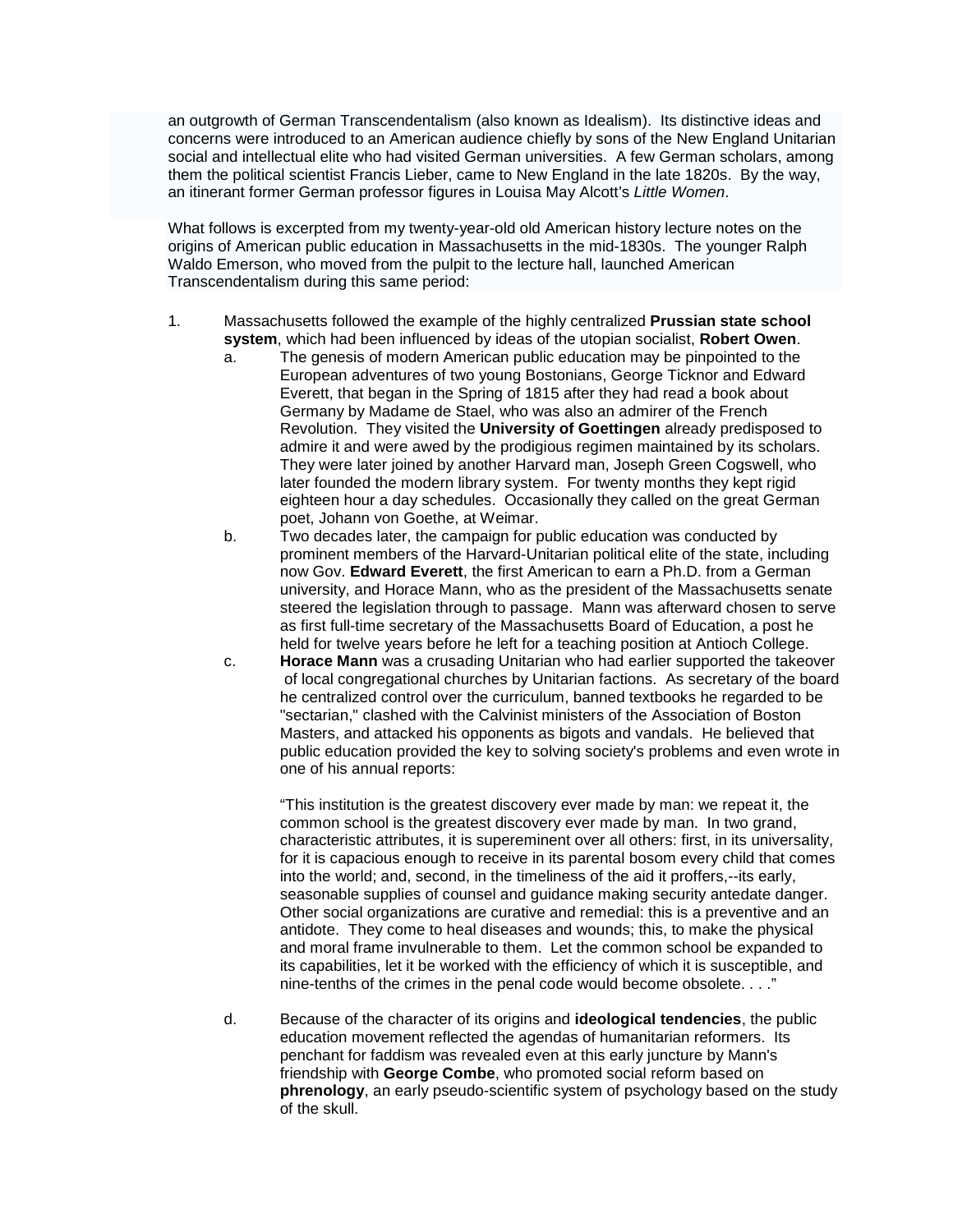an outgrowth of German Transcendentalism (also known as Idealism). Its distinctive ideas and concerns were introduced to an American audience chiefly by sons of the New England Unitarian social and intellectual elite who had visited German universities. A few German scholars, among them the political scientist Francis Lieber, came to New England in the late 1820s. By the way, an itinerant former German professor figures in Louisa May Alcott's *Little Women*.

What follows is excerpted from my twenty-year-old old American history lecture notes on the origins of American public education in Massachusetts in the mid-1830s. The younger Ralph Waldo Emerson, who moved from the pulpit to the lecture hall, launched American Transcendentalism during this same period:

1. Massachusetts followed the example of the highly centralized **Prussian state school system**, which had been influenced by ideas of the utopian socialist, **Robert Owen**.
    a. The genesis of modern American public education may be pinpointed to the European adventures of two young Bostonians, George Ticknor and Edward Everett, that began in the Spring of 1815 after they had read a book about Germany by Madame de Stael, who was also an admirer of the French Revolution. They visited the **University of Goettingen** already predisposed to admire it and were awed by the prodigious regimen maintained by its scholars. They were later joined by another Harvard man, Joseph Green Cogswell, who later founded the modern library system. For twenty months they kept rigid eighteen hour a day schedules. Occasionally they called on the great German poet, Johann von Goethe, at Weimar.
    b. Two decades later, the campaign for public education was conducted by prominent members of the Harvard-Unitarian political elite of the state, including now Gov. **Edward Everett**, the first American to earn a Ph.D. from a German university, and Horace Mann, who as the president of the Massachusetts senate steered the legislation through to passage. Mann was afterward chosen to serve as first full-time secretary of the Massachusetts Board of Education, a post he held for twelve years before he left for a teaching position at Antioch College.
    c. **Horace Mann** was a crusading Unitarian who had earlier supported the takeover of local congregational churches by Unitarian factions. As secretary of the board he centralized control over the curriculum, banned textbooks he regarded to be "sectarian," clashed with the Calvinist ministers of the Association of Boston Masters, and attacked his opponents as bigots and vandals. He believed that public education provided the key to solving society's problems and even wrote in one of his annual reports:

        "This institution is the greatest discovery ever made by man: we repeat it, the common school is the greatest discovery ever made by man. In two grand, characteristic attributes, it is supereminent over all others: first, in its universality, for it is capacious enough to receive in its parental bosom every child that comes into the world; and, second, in the timeliness of the aid it proffers,--its early, seasonable supplies of counsel and guidance making security antedate danger. Other social organizations are curative and remedial: this is a preventive and an antidote. They come to heal diseases and wounds; this, to make the physical and moral frame invulnerable to them. Let the common school be expanded to its capabilities, let it be worked with the efficiency of which it is susceptible, and nine-tenths of the crimes in the penal code would become obsolete. . . ."

    d. Because of the character of its origins and **ideological tendencies**, the public education movement reflected the agendas of humanitarian reformers. Its penchant for faddism was revealed even at this early juncture by Mann's friendship with **George Combe**, who promoted social reform based on **phrenology**, an early pseudo-scientific system of psychology based on the study of the skull.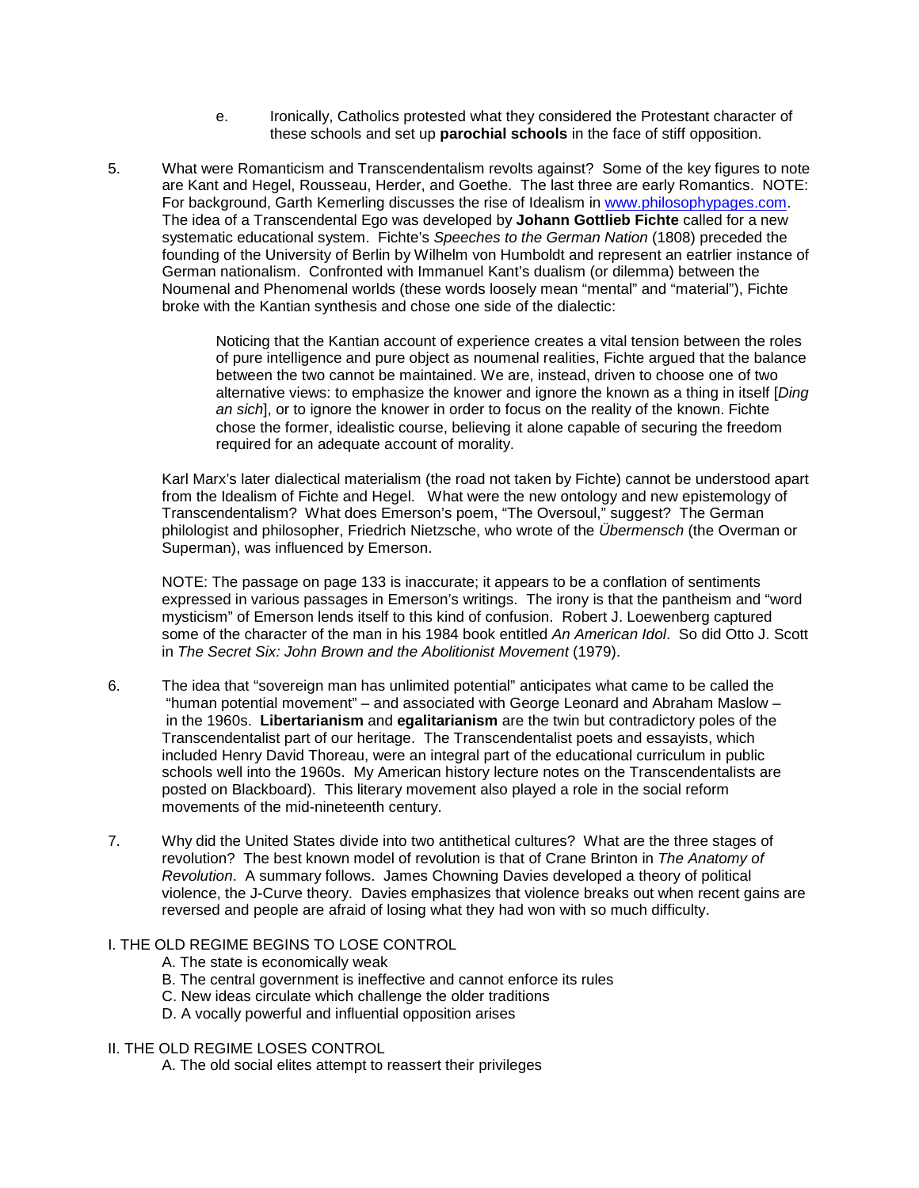e. Ironically, Catholics protested what they considered the Protestant character of these schools and set up **parochial schools** in the face of stiff opposition.

5. What were Romanticism and Transcendentalism revolts against? Some of the key figures to note are Kant and Hegel, Rousseau, Herder, and Goethe. The last three are early Romantics. NOTE: For background, Garth Kemerling discusses the rise of Idealism in www.philosophypages.com. The idea of a Transcendental Ego was developed by **Johann Gottlieb Fichte** called for a new systematic educational system. Fichte's *Speeches to the German Nation* (1808) preceded the founding of the University of Berlin by Wilhelm von Humboldt and represent an eatrlier instance of German nationalism. Confronted with Immanuel Kant's dualism (or dilemma) between the Noumenal and Phenomenal worlds (these words loosely mean "mental" and "material"), Fichte broke with the Kantian synthesis and chose one side of the dialectic:

   > Noticing that the Kantian account of experience creates a vital tension between the roles of pure intelligence and pure object as noumenal realities, Fichte argued that the balance between the two cannot be maintained. We are, instead, driven to choose one of two alternative views: to emphasize the knower and ignore the known as a thing in itself [*Ding an sich*], or to ignore the knower in order to focus on the reality of the known. Fichte chose the former, idealistic course, believing it alone capable of securing the freedom required for an adequate account of morality.

   Karl Marx's later dialectical materialism (the road not taken by Fichte) cannot be understood apart from the Idealism of Fichte and Hegel. What were the new ontology and new epistemology of Transcendentalism? What does Emerson's poem, "The Oversoul," suggest? The German philologist and philosopher, Friedrich Nietzsche, who wrote of the *Übermensch* (the Overman or Superman), was influenced by Emerson.

   NOTE: The passage on page 133 is inaccurate; it appears to be a conflation of sentiments expressed in various passages in Emerson's writings. The irony is that the pantheism and "word mysticism" of Emerson lends itself to this kind of confusion. Robert J. Loewenberg captured some of the character of the man in his 1984 book entitled *An American Idol*. So did Otto J. Scott in *The Secret Six: John Brown and the Abolitionist Movement* (1979).

6. The idea that "sovereign man has unlimited potential" anticipates what came to be called the "human potential movement" – and associated with George Leonard and Abraham Maslow – in the 1960s. **Libertarianism** and **egalitarianism** are the twin but contradictory poles of the Transcendentalist part of our heritage. The Transcendentalist poets and essayists, which included Henry David Thoreau, were an integral part of the educational curriculum in public schools well into the 1960s. My American history lecture notes on the Transcendentalists are posted on Blackboard). This literary movement also played a role in the social reform movements of the mid-nineteenth century.

7. Why did the United States divide into two antithetical cultures? What are the three stages of revolution? The best known model of revolution is that of Crane Brinton in *The Anatomy of Revolution*. A summary follows. James Chowning Davies developed a theory of political violence, the J-Curve theory. Davies emphasizes that violence breaks out when recent gains are reversed and people are afraid of losing what they had won with so much difficulty.

I. THE OLD REGIME BEGINS TO LOSE CONTROL

- A. The state is economically weak
- B. The central government is ineffective and cannot enforce its rules
- C. New ideas circulate which challenge the older traditions
- D. A vocally powerful and influential opposition arises

II. THE OLD REGIME LOSES CONTROL

- A. The old social elites attempt to reassert their privileges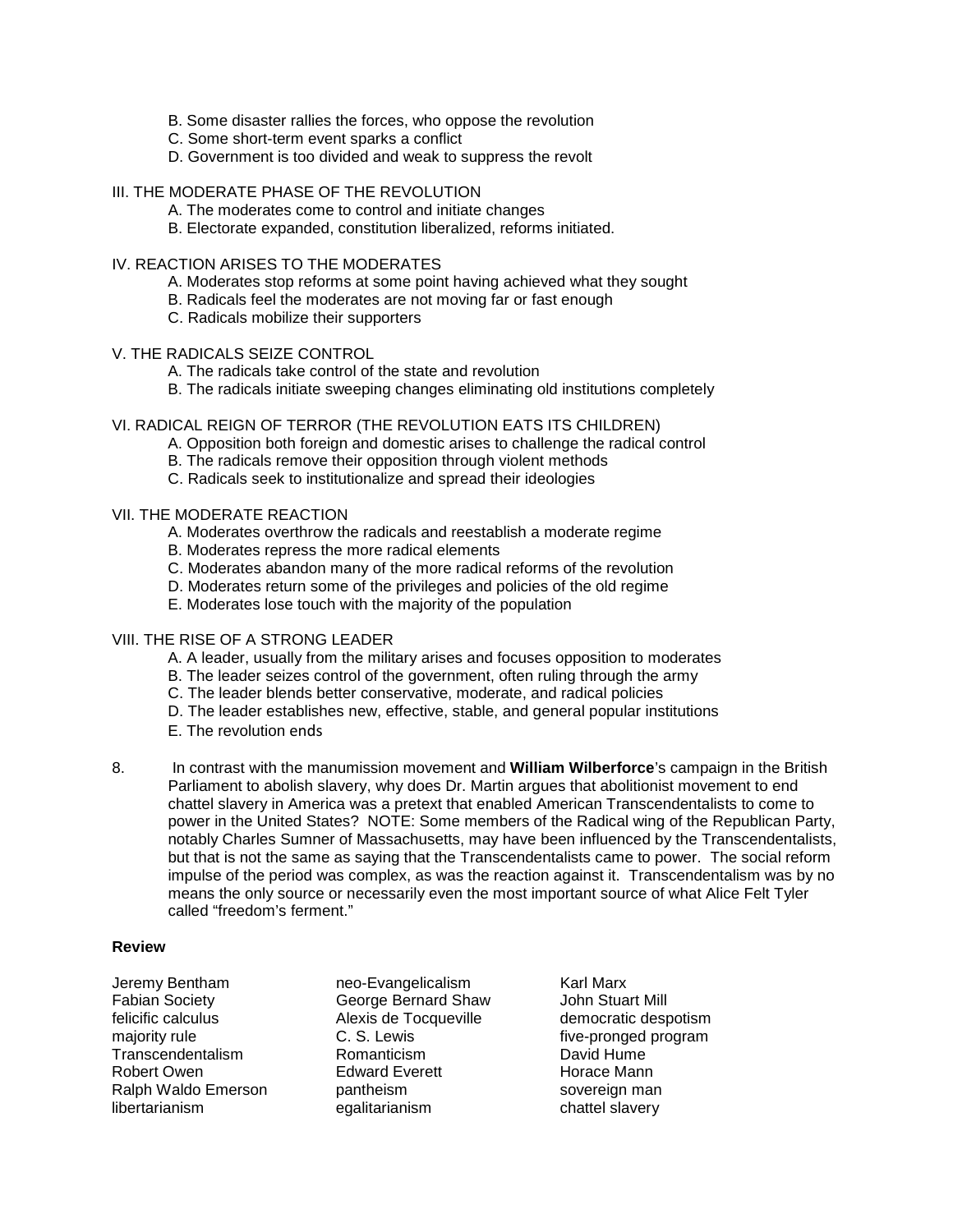B. Some disaster rallies the forces, who oppose the revolution
C. Some short-term event sparks a conflict
D. Government is too divided and weak to suppress the revolt

III. THE MODERATE PHASE OF THE REVOLUTION

A. The moderates come to control and initiate changes
B. Electorate expanded, constitution liberalized, reforms initiated.

IV. REACTION ARISES TO THE MODERATES

A. Moderates stop reforms at some point having achieved what they sought
B. Radicals feel the moderates are not moving far or fast enough
C. Radicals mobilize their supporters

V. THE RADICALS SEIZE CONTROL

A. The radicals take control of the state and revolution
B. The radicals initiate sweeping changes eliminating old institutions completely

VI. RADICAL REIGN OF TERROR (THE REVOLUTION EATS ITS CHILDREN)

A. Opposition both foreign and domestic arises to challenge the radical control
B. The radicals remove their opposition through violent methods
C. Radicals seek to institutionalize and spread their ideologies

VII. THE MODERATE REACTION

A. Moderates overthrow the radicals and reestablish a moderate regime
B. Moderates repress the more radical elements
C. Moderates abandon many of the more radical reforms of the revolution
D. Moderates return some of the privileges and policies of the old regime
E. Moderates lose touch with the majority of the population

VIII. THE RISE OF A STRONG LEADER

A. A leader, usually from the military arises and focuses opposition to moderates
B. The leader seizes control of the government, often ruling through the army
C. The leader blends better conservative, moderate, and radical policies
D. The leader establishes new, effective, stable, and general popular institutions
E. The revolution ends

8. In contrast with the manumission movement and **William Wilberforce**'s campaign in the British Parliament to abolish slavery, why does Dr. Martin argues that abolitionist movement to end chattel slavery in America was a pretext that enabled American Transcendentalists to come to power in the United States? NOTE: Some members of the Radical wing of the Republican Party, notably Charles Sumner of Massachusetts, may have been influenced by the Transcendentalists, but that is not the same as saying that the Transcendentalists came to power. The social reform impulse of the period was complex, as was the reaction against it. Transcendentalism was by no means the only source or necessarily even the most important source of what Alice Felt Tyler called "freedom's ferment."

**Review**

| | | |
|---|---|---|
| Jeremy Bentham | neo-Evangelicalism | Karl Marx |
| Fabian Society | George Bernard Shaw | John Stuart Mill |
| felicific calculus | Alexis de Tocqueville | democratic despotism |
| majority rule | C. S. Lewis | five-pronged program |
| Transcendentalism | Romanticism | David Hume |
| Robert Owen | Edward Everett | Horace Mann |
| Ralph Waldo Emerson | pantheism | sovereign man |
| libertarianism | egalitarianism | chattel slavery |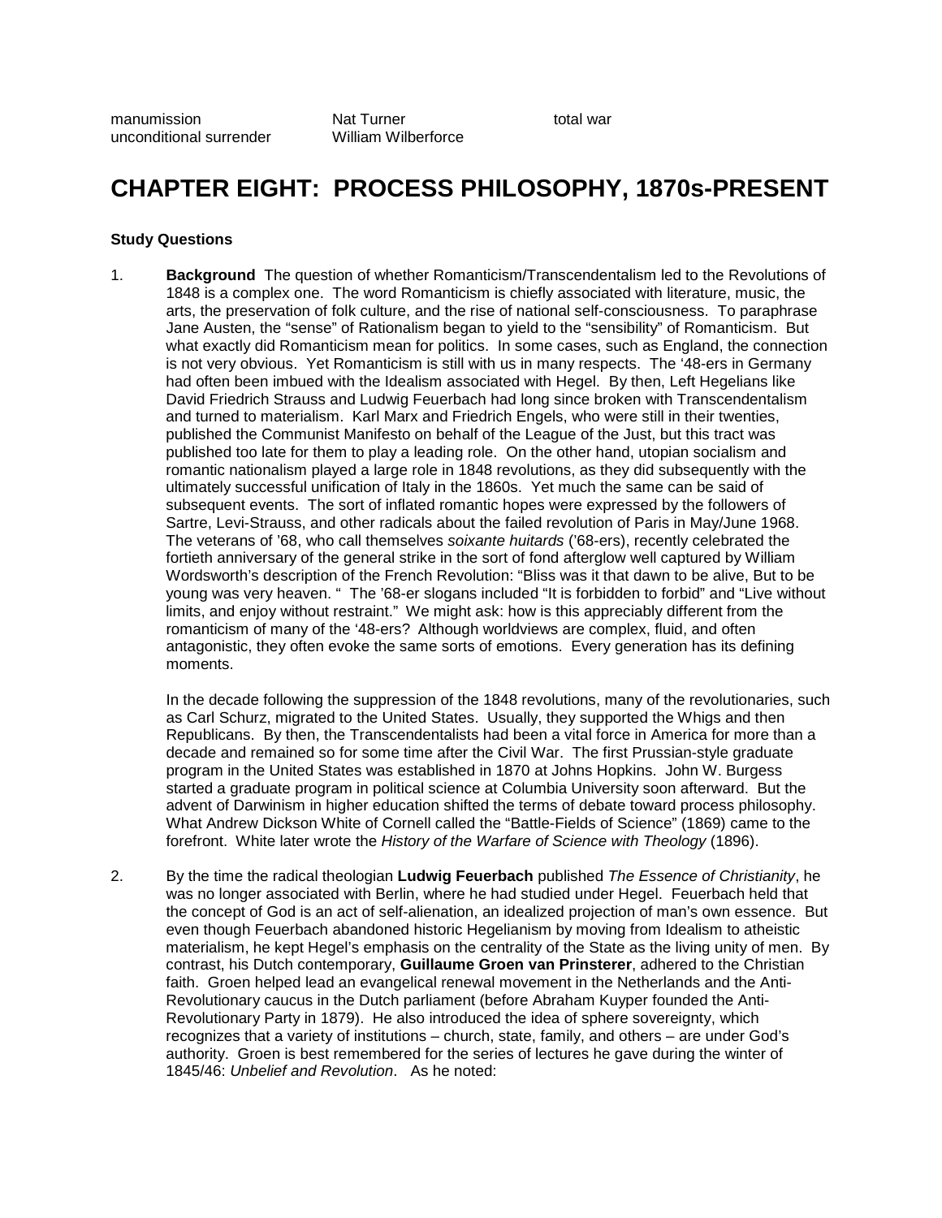| | | |
|---|---|---|
| manumission | Nat Turner | total war |
| unconditional surrender | William Wilberforce | |

# CHAPTER EIGHT: PROCESS PHILOSOPHY, 1870s-PRESENT

**Study Questions**

1. **Background** The question of whether Romanticism/Transcendentalism led to the Revolutions of 1848 is a complex one. The word Romanticism is chiefly associated with literature, music, the arts, the preservation of folk culture, and the rise of national self-consciousness. To paraphrase Jane Austen, the "sense" of Rationalism began to yield to the "sensibility" of Romanticism. But what exactly did Romanticism mean for politics. In some cases, such as England, the connection is not very obvious. Yet Romanticism is still with us in many respects. The '48-ers in Germany had often been imbued with the Idealism associated with Hegel. By then, Left Hegelians like David Friedrich Strauss and Ludwig Feuerbach had long since broken with Transcendentalism and turned to materialism. Karl Marx and Friedrich Engels, who were still in their twenties, published the Communist Manifesto on behalf of the League of the Just, but this tract was published too late for them to play a leading role. On the other hand, utopian socialism and romantic nationalism played a large role in 1848 revolutions, as they did subsequently with the ultimately successful unification of Italy in the 1860s. Yet much the same can be said of subsequent events. The sort of inflated romantic hopes were expressed by the followers of Sartre, Levi-Strauss, and other radicals about the failed revolution of Paris in May/June 1968. The veterans of '68, who call themselves *soixante huitards* ('68-ers), recently celebrated the fortieth anniversary of the general strike in the sort of fond afterglow well captured by William Wordsworth's description of the French Revolution: "Bliss was it that dawn to be alive, But to be young was very heaven. " The '68-er slogans included "It is forbidden to forbid" and "Live without limits, and enjoy without restraint." We might ask: how is this appreciably different from the romanticism of many of the '48-ers? Although worldviews are complex, fluid, and often antagonistic, they often evoke the same sorts of emotions. Every generation has its defining moments.

   In the decade following the suppression of the 1848 revolutions, many of the revolutionaries, such as Carl Schurz, migrated to the United States. Usually, they supported the Whigs and then Republicans. By then, the Transcendentalists had been a vital force in America for more than a decade and remained so for some time after the Civil War. The first Prussian-style graduate program in the United States was established in 1870 at Johns Hopkins. John W. Burgess started a graduate program in political science at Columbia University soon afterward. But the advent of Darwinism in higher education shifted the terms of debate toward process philosophy. What Andrew Dickson White of Cornell called the "Battle-Fields of Science" (1869) came to the forefront. White later wrote the *History of the Warfare of Science with Theology* (1896).

2. By the time the radical theologian **Ludwig Feuerbach** published *The Essence of Christianity*, he was no longer associated with Berlin, where he had studied under Hegel. Feuerbach held that the concept of God is an act of self-alienation, an idealized projection of man's own essence. But even though Feuerbach abandoned historic Hegelianism by moving from Idealism to atheistic materialism, he kept Hegel's emphasis on the centrality of the State as the living unity of men. By contrast, his Dutch contemporary, **Guillaume Groen van Prinsterer**, adhered to the Christian faith. Groen helped lead an evangelical renewal movement in the Netherlands and the Anti-Revolutionary caucus in the Dutch parliament (before Abraham Kuyper founded the Anti-Revolutionary Party in 1879). He also introduced the idea of sphere sovereignty, which recognizes that a variety of institutions – church, state, family, and others – are under God's authority. Groen is best remembered for the series of lectures he gave during the winter of 1845/46: *Unbelief and Revolution*. As he noted: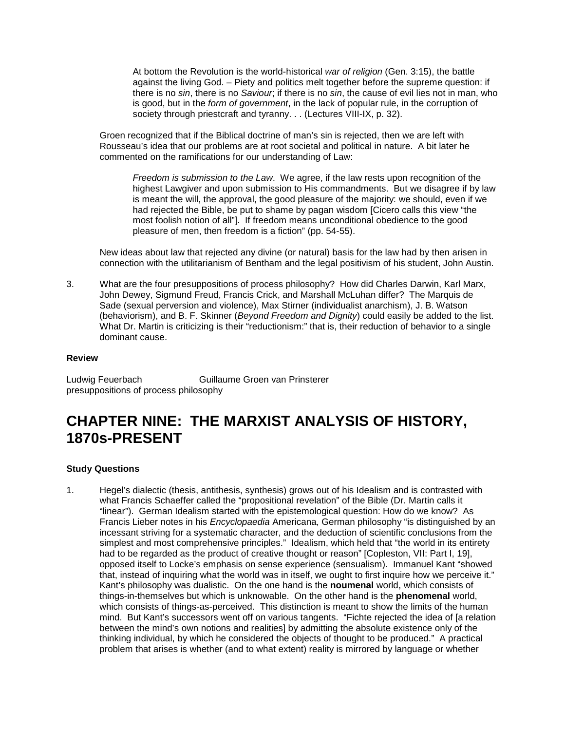> At bottom the Revolution is the world-historical *war of religion* (Gen. 3:15), the battle against the living God. – Piety and politics melt together before the supreme question: if there is no *sin*, there is no *Saviour*; if there is no *sin*, the cause of evil lies not in man, who is good, but in the *form of government*, in the lack of popular rule, in the corruption of society through priestcraft and tyranny. . . (Lectures VIII-IX, p. 32).

Groen recognized that if the Biblical doctrine of man's sin is rejected, then we are left with Rousseau's idea that our problems are at root societal and political in nature. A bit later he commented on the ramifications for our understanding of Law:

> *Freedom is submission to the Law*. We agree, if the law rests upon recognition of the highest Lawgiver and upon submission to His commandments. But we disagree if by law is meant the will, the approval, the good pleasure of the majority: we should, even if we had rejected the Bible, be put to shame by pagan wisdom [Cicero calls this view "the most foolish notion of all"]. If freedom means unconditional obedience to the good pleasure of men, then freedom is a fiction" (pp. 54-55).

New ideas about law that rejected any divine (or natural) basis for the law had by then arisen in connection with the utilitarianism of Bentham and the legal positivism of his student, John Austin.

3. What are the four presuppositions of process philosophy? How did Charles Darwin, Karl Marx, John Dewey, Sigmund Freud, Francis Crick, and Marshall McLuhan differ? The Marquis de Sade (sexual perversion and violence), Max Stirner (individualist anarchism), J. B. Watson (behaviorism), and B. F. Skinner (*Beyond Freedom and Dignity*) could easily be added to the list. What Dr. Martin is criticizing is their "reductionism:" that is, their reduction of behavior to a single dominant cause.

**Review**

Ludwig Feuerbach Guillaume Groen van Prinsterer
presuppositions of process philosophy

# CHAPTER NINE: THE MARXIST ANALYSIS OF HISTORY, 1870s-PRESENT

**Study Questions**

1. Hegel's dialectic (thesis, antithesis, synthesis) grows out of his Idealism and is contrasted with what Francis Schaeffer called the "propositional revelation" of the Bible (Dr. Martin calls it "linear"). German Idealism started with the epistemological question: How do we know? As Francis Lieber notes in his *Encyclopaedia* Americana, German philosophy "is distinguished by an incessant striving for a systematic character, and the deduction of scientific conclusions from the simplest and most comprehensive principles." Idealism, which held that "the world in its entirety had to be regarded as the product of creative thought or reason" [Copleston, VII: Part I, 19], opposed itself to Locke's emphasis on sense experience (sensualism). Immanuel Kant "showed that, instead of inquiring what the world was in itself, we ought to first inquire how we perceive it." Kant's philosophy was dualistic. On the one hand is the **noumenal** world, which consists of things-in-themselves but which is unknowable. On the other hand is the **phenomenal** world, which consists of things-as-perceived. This distinction is meant to show the limits of the human mind. But Kant's successors went off on various tangents. "Fichte rejected the idea of [a relation between the mind's own notions and realities] by admitting the absolute existence only of the thinking individual, by which he considered the objects of thought to be produced." A practical problem that arises is whether (and to what extent) reality is mirrored by language or whether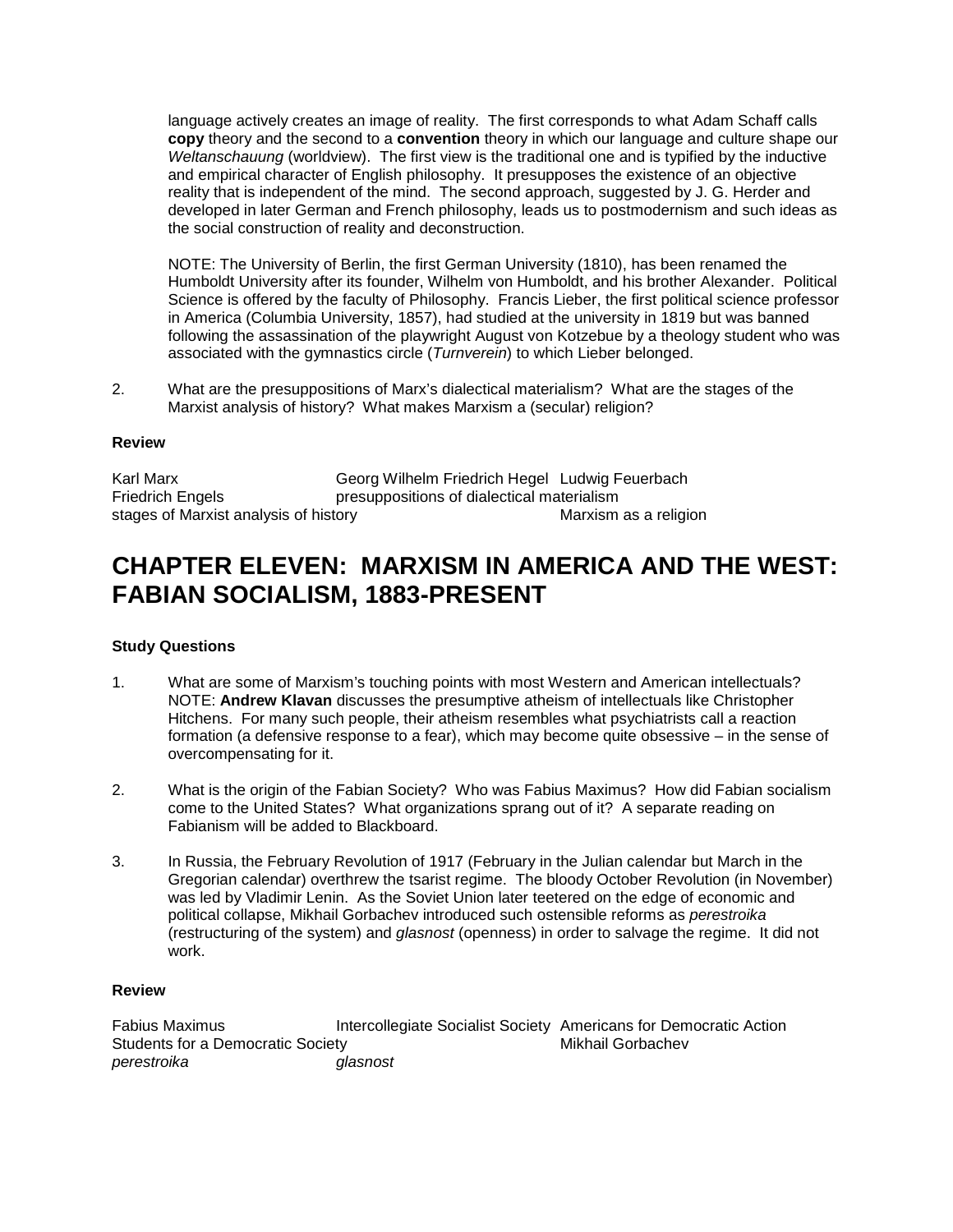language actively creates an image of reality. The first corresponds to what Adam Schaff calls **copy** theory and the second to a **convention** theory in which our language and culture shape our *Weltanschauung* (worldview). The first view is the traditional one and is typified by the inductive and empirical character of English philosophy. It presupposes the existence of an objective reality that is independent of the mind. The second approach, suggested by J. G. Herder and developed in later German and French philosophy, leads us to postmodernism and such ideas as the social construction of reality and deconstruction.

NOTE: The University of Berlin, the first German University (1810), has been renamed the Humboldt University after its founder, Wilhelm von Humboldt, and his brother Alexander. Political Science is offered by the faculty of Philosophy. Francis Lieber, the first political science professor in America (Columbia University, 1857), had studied at the university in 1819 but was banned following the assassination of the playwright August von Kotzebue by a theology student who was associated with the gymnastics circle (*Turnverein*) to which Lieber belonged.

2. What are the presuppositions of Marx's dialectical materialism? What are the stages of the Marxist analysis of history? What makes Marxism a (secular) religion?

**Review**

| | | |
|---|---|---|
| Karl Marx | Georg Wilhelm Friedrich Hegel | Ludwig Feuerbach |
| Friedrich Engels | presuppositions of dialectical materialism | |
| stages of Marxist analysis of history | | Marxism as a religion |

# CHAPTER ELEVEN: MARXISM IN AMERICA AND THE WEST: FABIAN SOCIALISM, 1883-PRESENT

**Study Questions**

1. What are some of Marxism's touching points with most Western and American intellectuals? NOTE: **Andrew Klavan** discusses the presumptive atheism of intellectuals like Christopher Hitchens. For many such people, their atheism resembles what psychiatrists call a reaction formation (a defensive response to a fear), which may become quite obsessive – in the sense of overcompensating for it.

2. What is the origin of the Fabian Society? Who was Fabius Maximus? How did Fabian socialism come to the United States? What organizations sprang out of it? A separate reading on Fabianism will be added to Blackboard.

3. In Russia, the February Revolution of 1917 (February in the Julian calendar but March in the Gregorian calendar) overthrew the tsarist regime. The bloody October Revolution (in November) was led by Vladimir Lenin. As the Soviet Union later teetered on the edge of economic and political collapse, Mikhail Gorbachev introduced such ostensible reforms as *perestroika* (restructuring of the system) and *glasnost* (openness) in order to salvage the regime. It did not work.

**Review**

| | | |
|---|---|---|
| Fabius Maximus | Intercollegiate Socialist Society | Americans for Democratic Action |
| Students for a Democratic Society | | Mikhail Gorbachev |
| *perestroika* | *glasnost* | |